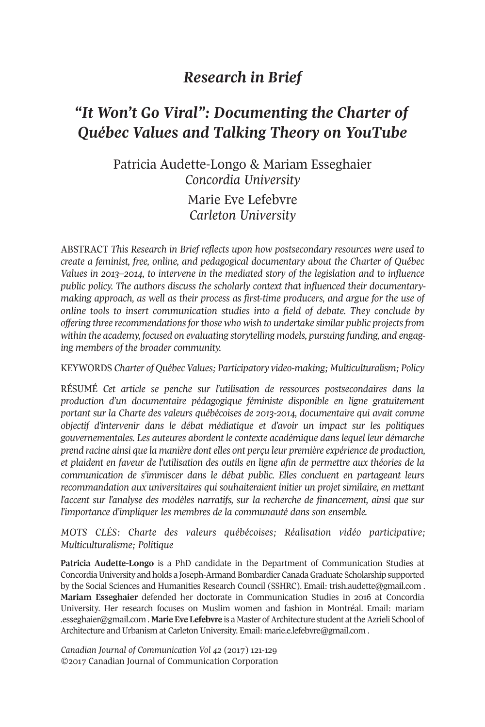## *Research in Brief*

# *"It Won't Go Viral": Documenting the Charter of Québec Values and Talking Theory on YouTube*

Patricia Audette-Longo & Mariam Esseghaier
*Concordia University*

Marie Eve Lefebvre
*Carleton University*

ABSTRACT *This Research in Brief reflects upon how postsecondary resources were used to create a feminist, free, online, and pedagogical documentary about the Charter of Québec Values in 2013–2014, to intervene in the mediated story of the legislation and to influence public policy. The authors discuss the scholarly context that influenced their documentary-making approach, as well as their process as first-time producers, and argue for the use of online tools to insert communication studies into a field of debate. They conclude by offering three recommendations for those who wish to undertake similar public projects from within the academy, focused on evaluating storytelling models, pursuing funding, and engaging members of the broader community.*

KEYWORDS *Charter of Québec Values; Participatory video-making; Multiculturalism; Policy*

RÉSUMÉ *Cet article se penche sur l'utilisation de ressources postsecondaires dans la production d'un documentaire pédagogique féministe disponible en ligne gratuitement portant sur la Charte des valeurs québécoises de 2013-2014, documentaire qui avait comme objectif d'intervenir dans le débat médiatique et d'avoir un impact sur les politiques gouvernementales. Les auteures abordent le contexte académique dans lequel leur démarche prend racine ainsi que la manière dont elles ont perçu leur première expérience de production, et plaident en faveur de l'utilisation des outils en ligne afin de permettre aux théories de la communication de s'immiscer dans le débat public. Elles concluent en partageant leurs recommandation aux universitaires qui souhaiteraient initier un projet similaire, en mettant l'accent sur l'analyse des modèles narratifs, sur la recherche de financement, ainsi que sur l'importance d'impliquer les membres de la communauté dans son ensemble.*

*MOTS CLÉS: Charte des valeurs québécoises; Réalisation vidéo participative; Multiculturalisme; Politique*

**Patricia Audette-Longo** is a PhD candidate in the Department of Communication Studies at Concordia University and holds a Joseph-Armand Bombardier Canada Graduate Scholarship supported by the Social Sciences and Humanities Research Council (SSHRC). Email: trish.audette@gmail.com . **Mariam Esseghaier** defended her doctorate in Communication Studies in 2016 at Concordia University. Her research focuses on Muslim women and fashion in Montréal. Email: mariam.esseghaier@gmail.com . **Marie Eve Lefebvre** is a Master of Architecture student at the Azrieli School of Architecture and Urbanism at Carleton University. Email: marie.e.lefebvre@gmail.com .

*Canadian Journal of Communication Vol 42* (2017) 121-129
©2017 Canadian Journal of Communication Corporation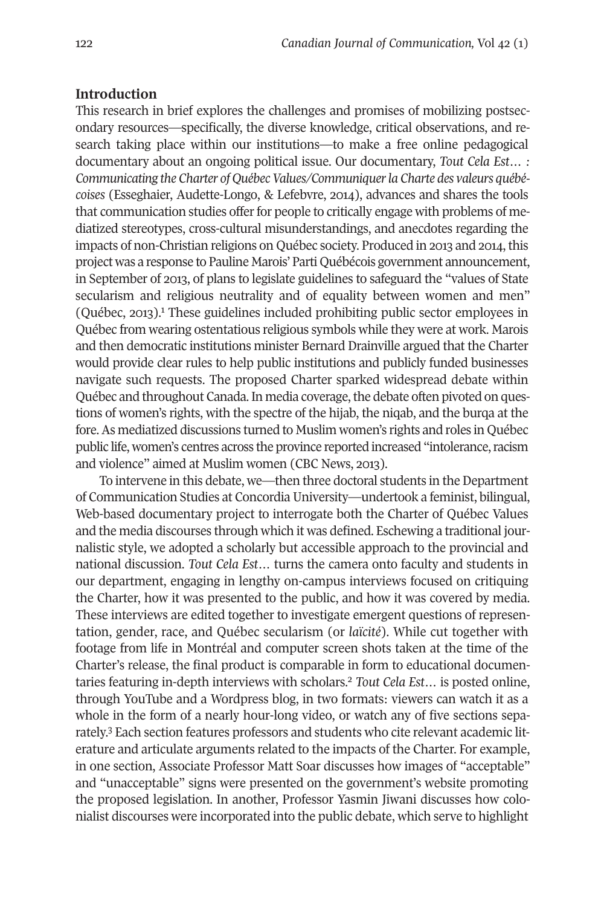## Introduction

This research in brief explores the challenges and promises of mobilizing postsecondary resources—specifically, the diverse knowledge, critical observations, and research taking place within our institutions—to make a free online pedagogical documentary about an ongoing political issue. Our documentary, *Tout Cela Est… : Communicating the Charter of Québec Values/Communiquer la Charte des valeurs québécoises* (Esseghaier, Audette-Longo, & Lefebvre, 2014), advances and shares the tools that communication studies offer for people to critically engage with problems of mediatized stereotypes, cross-cultural misunderstandings, and anecdotes regarding the impacts of non-Christian religions on Québec society. Produced in 2013 and 2014, this project was a response to Pauline Marois' Parti Québécois government announcement, in September of 2013, of plans to legislate guidelines to safeguard the "values of State secularism and religious neutrality and of equality between women and men" (Québec, 2013).[1] These guidelines included prohibiting public sector employees in Québec from wearing ostentatious religious symbols while they were at work. Marois and then democratic institutions minister Bernard Drainville argued that the Charter would provide clear rules to help public institutions and publicly funded businesses navigate such requests. The proposed Charter sparked widespread debate within Québec and throughout Canada. In media coverage, the debate often pivoted on questions of women's rights, with the spectre of the hijab, the niqab, and the burqa at the fore. As mediatized discussions turned to Muslim women's rights and roles in Québec public life, women's centres across the province reported increased "intolerance, racism and violence" aimed at Muslim women (CBC News, 2013).

To intervene in this debate, we—then three doctoral students in the Department of Communication Studies at Concordia University—undertook a feminist, bilingual, Web-based documentary project to interrogate both the Charter of Québec Values and the media discourses through which it was defined. Eschewing a traditional journalistic style, we adopted a scholarly but accessible approach to the provincial and national discussion. *Tout Cela Est…* turns the camera onto faculty and students in our department, engaging in lengthy on-campus interviews focused on critiquing the Charter, how it was presented to the public, and how it was covered by media. These interviews are edited together to investigate emergent questions of representation, gender, race, and Québec secularism (or *laïcité*). While cut together with footage from life in Montréal and computer screen shots taken at the time of the Charter's release, the final product is comparable in form to educational documentaries featuring in-depth interviews with scholars.[2] *Tout Cela Est…* is posted online, through YouTube and a Wordpress blog, in two formats: viewers can watch it as a whole in the form of a nearly hour-long video, or watch any of five sections separately.[3] Each section features professors and students who cite relevant academic literature and articulate arguments related to the impacts of the Charter. For example, in one section, Associate Professor Matt Soar discusses how images of "acceptable" and "unacceptable" signs were presented on the government's website promoting the proposed legislation. In another, Professor Yasmin Jiwani discusses how colonialist discourses were incorporated into the public debate, which serve to highlight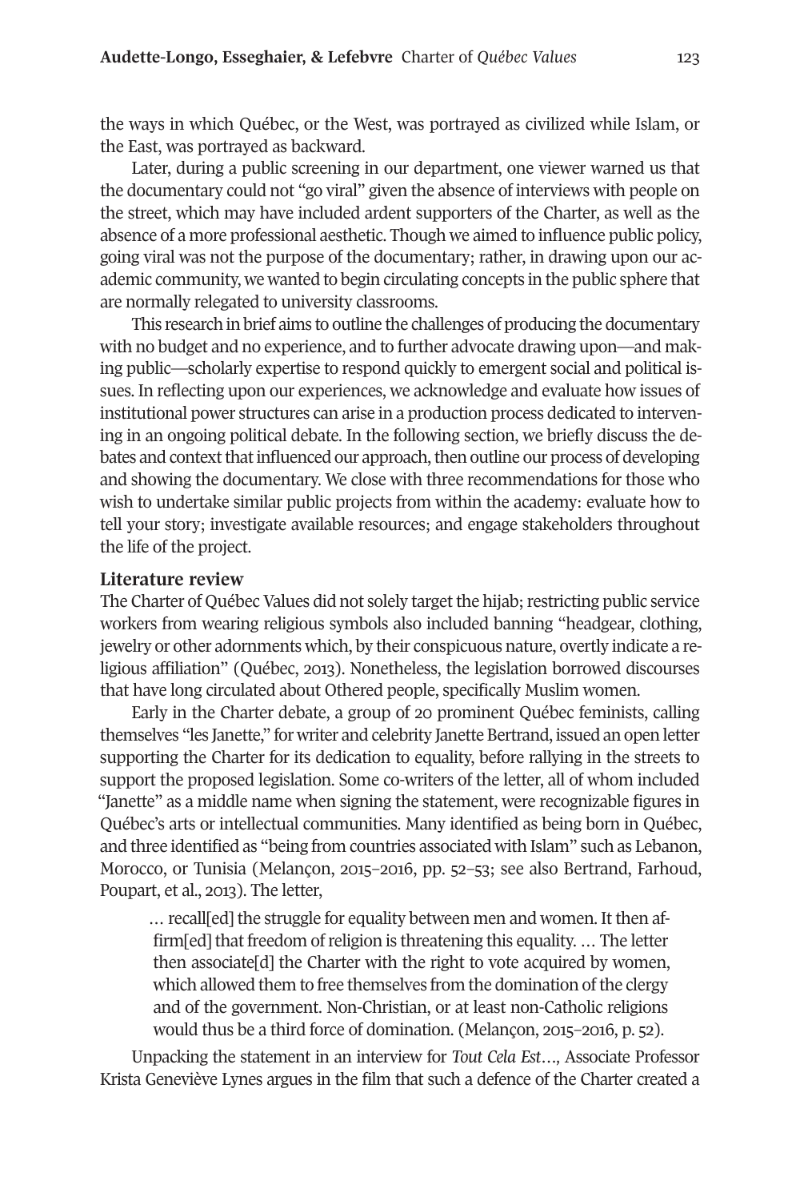the ways in which Québec, or the West, was portrayed as civilized while Islam, or the East, was portrayed as backward.

Later, during a public screening in our department, one viewer warned us that the documentary could not "go viral" given the absence of interviews with people on the street, which may have included ardent supporters of the Charter, as well as the absence of a more professional aesthetic. Though we aimed to influence public policy, going viral was not the purpose of the documentary; rather, in drawing upon our academic community, we wanted to begin circulating concepts in the public sphere that are normally relegated to university classrooms.

This research in brief aims to outline the challenges of producing the documentary with no budget and no experience, and to further advocate drawing upon—and making public—scholarly expertise to respond quickly to emergent social and political issues. In reflecting upon our experiences, we acknowledge and evaluate how issues of institutional power structures can arise in a production process dedicated to intervening in an ongoing political debate. In the following section, we briefly discuss the debates and context that influenced our approach, then outline our process of developing and showing the documentary. We close with three recommendations for those who wish to undertake similar public projects from within the academy: evaluate how to tell your story; investigate available resources; and engage stakeholders throughout the life of the project.

## Literature review

The Charter of Québec Values did not solely target the hijab; restricting public service workers from wearing religious symbols also included banning "headgear, clothing, jewelry or other adornments which, by their conspicuous nature, overtly indicate a religious affiliation" (Québec, 2013). Nonetheless, the legislation borrowed discourses that have long circulated about Othered people, specifically Muslim women.

Early in the Charter debate, a group of 20 prominent Québec feminists, calling themselves "les Janette," for writer and celebrity Janette Bertrand, issued an open letter supporting the Charter for its dedication to equality, before rallying in the streets to support the proposed legislation. Some co-writers of the letter, all of whom included "Janette" as a middle name when signing the statement, were recognizable figures in Québec's arts or intellectual communities. Many identified as being born in Québec, and three identified as "being from countries associated with Islam" such as Lebanon, Morocco, or Tunisia (Melançon, 2015–2016, pp. 52–53; see also Bertrand, Farhoud, Poupart, et al., 2013). The letter,

> … recall[ed] the struggle for equality between men and women. It then affirm[ed] that freedom of religion is threatening this equality. … The letter then associate[d] the Charter with the right to vote acquired by women, which allowed them to free themselves from the domination of the clergy and of the government. Non-Christian, or at least non-Catholic religions would thus be a third force of domination. (Melançon, 2015–2016, p. 52).

Unpacking the statement in an interview for *Tout Cela Est…*, Associate Professor Krista Geneviève Lynes argues in the film that such a defence of the Charter created a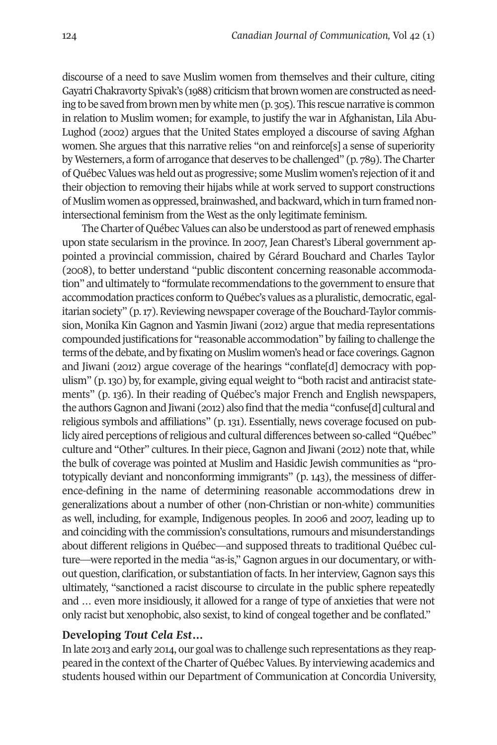discourse of a need to save Muslim women from themselves and their culture, citing Gayatri Chakravorty Spivak's (1988) criticism that brown women are constructed as needing to be saved from brown men by white men (p. 305). This rescue narrative is common in relation to Muslim women; for example, to justify the war in Afghanistan, Lila Abu-Lughod (2002) argues that the United States employed a discourse of saving Afghan women. She argues that this narrative relies "on and reinforce[s] a sense of superiority by Westerners, a form of arrogance that deserves to be challenged" (p. 789). The Charter of Québec Values was held out as progressive; some Muslim women's rejection of it and their objection to removing their hijabs while at work served to support constructions of Muslim women as oppressed, brainwashed, and backward, which in turn framed non-intersectional feminism from the West as the only legitimate feminism.

The Charter of Québec Values can also be understood as part of renewed emphasis upon state secularism in the province. In 2007, Jean Charest's Liberal government appointed a provincial commission, chaired by Gérard Bouchard and Charles Taylor (2008), to better understand "public discontent concerning reasonable accommodation" and ultimately to "formulate recommendations to the government to ensure that accommodation practices conform to Québec's values as a pluralistic, democratic, egalitarian society" (p. 17). Reviewing newspaper coverage of the Bouchard-Taylor commission, Monika Kin Gagnon and Yasmin Jiwani (2012) argue that media representations compounded justifications for "reasonable accommodation" by failing to challenge the terms of the debate, and by fixating on Muslim women's head or face coverings. Gagnon and Jiwani (2012) argue coverage of the hearings "conflate[d] democracy with populism" (p. 130) by, for example, giving equal weight to "both racist and antiracist statements" (p. 136). In their reading of Québec's major French and English newspapers, the authors Gagnon and Jiwani (2012) also find that the media "confuse[d] cultural and religious symbols and affiliations" (p. 131). Essentially, news coverage focused on publicly aired perceptions of religious and cultural differences between so-called "Québec" culture and "Other" cultures. In their piece, Gagnon and Jiwani (2012) note that, while the bulk of coverage was pointed at Muslim and Hasidic Jewish communities as "prototypically deviant and nonconforming immigrants" (p. 143), the messiness of difference-defining in the name of determining reasonable accommodations drew in generalizations about a number of other (non-Christian or non-white) communities as well, including, for example, Indigenous peoples. In 2006 and 2007, leading up to and coinciding with the commission's consultations, rumours and misunderstandings about different religions in Québec—and supposed threats to traditional Québec culture—were reported in the media "as-is," Gagnon argues in our documentary, or without question, clarification, or substantiation of facts. In her interview, Gagnon says this ultimately, "sanctioned a racist discourse to circulate in the public sphere repeatedly and … even more insidiously, it allowed for a range of type of anxieties that were not only racist but xenophobic, also sexist, to kind of congeal together and be conflated."

## Developing *Tout Cela Est…*

In late 2013 and early 2014, our goal was to challenge such representations as they reappeared in the context of the Charter of Québec Values. By interviewing academics and students housed within our Department of Communication at Concordia University,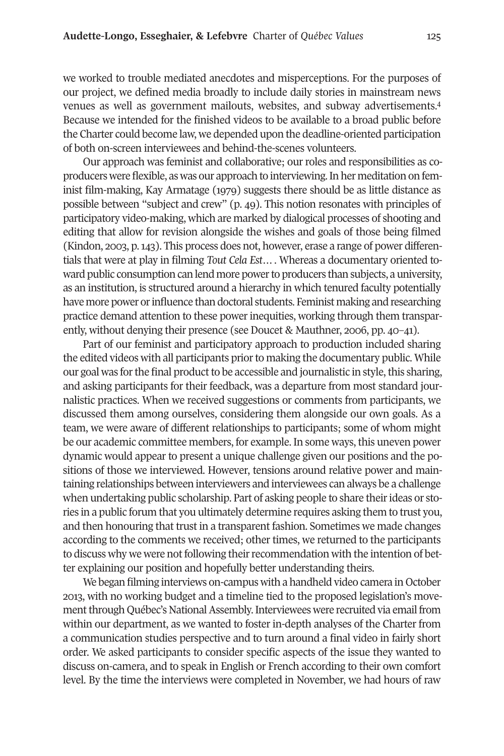we worked to trouble mediated anecdotes and misperceptions. For the purposes of our project, we defined media broadly to include daily stories in mainstream news venues as well as government mailouts, websites, and subway advertisements.[4] Because we intended for the finished videos to be available to a broad public before the Charter could become law, we depended upon the deadline-oriented participation of both on-screen interviewees and behind-the-scenes volunteers.

Our approach was feminist and collaborative; our roles and responsibilities as co-producers were flexible, as was our approach to interviewing. In her meditation on feminist film-making, Kay Armatage (1979) suggests there should be as little distance as possible between "subject and crew" (p. 49). This notion resonates with principles of participatory video-making, which are marked by dialogical processes of shooting and editing that allow for revision alongside the wishes and goals of those being filmed (Kindon, 2003, p. 143). This process does not, however, erase a range of power differentials that were at play in filming *Tout Cela Est…* . Whereas a documentary oriented toward public consumption can lend more power to producers than subjects, a university, as an institution, is structured around a hierarchy in which tenured faculty potentially have more power or influence than doctoral students. Feminist making and researching practice demand attention to these power inequities, working through them transparently, without denying their presence (see Doucet & Mauthner, 2006, pp. 40–41).

Part of our feminist and participatory approach to production included sharing the edited videos with all participants prior to making the documentary public. While our goal was for the final product to be accessible and journalistic in style, this sharing, and asking participants for their feedback, was a departure from most standard journalistic practices. When we received suggestions or comments from participants, we discussed them among ourselves, considering them alongside our own goals. As a team, we were aware of different relationships to participants; some of whom might be our academic committee members, for example. In some ways, this uneven power dynamic would appear to present a unique challenge given our positions and the positions of those we interviewed. However, tensions around relative power and maintaining relationships between interviewers and interviewees can always be a challenge when undertaking public scholarship. Part of asking people to share their ideas or stories in a public forum that you ultimately determine requires asking them to trust you, and then honouring that trust in a transparent fashion. Sometimes we made changes according to the comments we received; other times, we returned to the participants to discuss why we were not following their recommendation with the intention of better explaining our position and hopefully better understanding theirs.

We began filming interviews on-campus with a handheld video camera in October 2013, with no working budget and a timeline tied to the proposed legislation's movement through Québec's National Assembly. Interviewees were recruited via email from within our department, as we wanted to foster in-depth analyses of the Charter from a communication studies perspective and to turn around a final video in fairly short order. We asked participants to consider specific aspects of the issue they wanted to discuss on-camera, and to speak in English or French according to their own comfort level. By the time the interviews were completed in November, we had hours of raw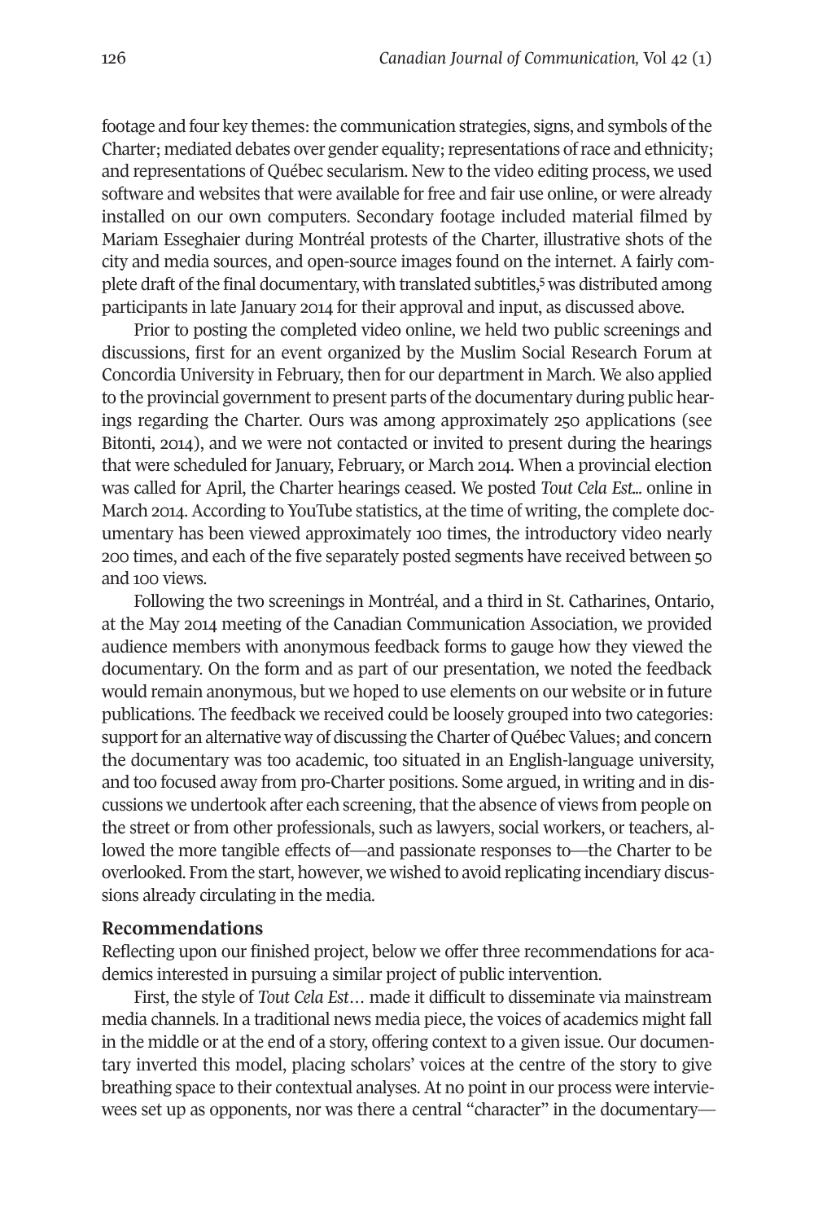footage and four key themes: the communication strategies, signs, and symbols of the Charter; mediated debates over gender equality; representations of race and ethnicity; and representations of Québec secularism. New to the video editing process, we used software and websites that were available for free and fair use online, or were already installed on our own computers. Secondary footage included material filmed by Mariam Esseghaier during Montréal protests of the Charter, illustrative shots of the city and media sources, and open-source images found on the internet. A fairly complete draft of the final documentary, with translated subtitles,[5] was distributed among participants in late January 2014 for their approval and input, as discussed above.

Prior to posting the completed video online, we held two public screenings and discussions, first for an event organized by the Muslim Social Research Forum at Concordia University in February, then for our department in March. We also applied to the provincial government to present parts of the documentary during public hearings regarding the Charter. Ours was among approximately 250 applications (see Bitonti, 2014), and we were not contacted or invited to present during the hearings that were scheduled for January, February, or March 2014. When a provincial election was called for April, the Charter hearings ceased. We posted *Tout Cela Est…* online in March 2014. According to YouTube statistics, at the time of writing, the complete documentary has been viewed approximately 100 times, the introductory video nearly 200 times, and each of the five separately posted segments have received between 50 and 100 views.

Following the two screenings in Montréal, and a third in St. Catharines, Ontario, at the May 2014 meeting of the Canadian Communication Association, we provided audience members with anonymous feedback forms to gauge how they viewed the documentary. On the form and as part of our presentation, we noted the feedback would remain anonymous, but we hoped to use elements on our website or in future publications. The feedback we received could be loosely grouped into two categories: support for an alternative way of discussing the Charter of Québec Values; and concern the documentary was too academic, too situated in an English-language university, and too focused away from pro-Charter positions. Some argued, in writing and in discussions we undertook after each screening, that the absence of views from people on the street or from other professionals, such as lawyers, social workers, or teachers, allowed the more tangible effects of—and passionate responses to—the Charter to be overlooked. From the start, however, we wished to avoid replicating incendiary discussions already circulating in the media.

## Recommendations

Reflecting upon our finished project, below we offer three recommendations for academics interested in pursuing a similar project of public intervention.

First, the style of *Tout Cela Est…* made it difficult to disseminate via mainstream media channels. In a traditional news media piece, the voices of academics might fall in the middle or at the end of a story, offering context to a given issue. Our documentary inverted this model, placing scholars' voices at the centre of the story to give breathing space to their contextual analyses. At no point in our process were interviewees set up as opponents, nor was there a central "character" in the documentary—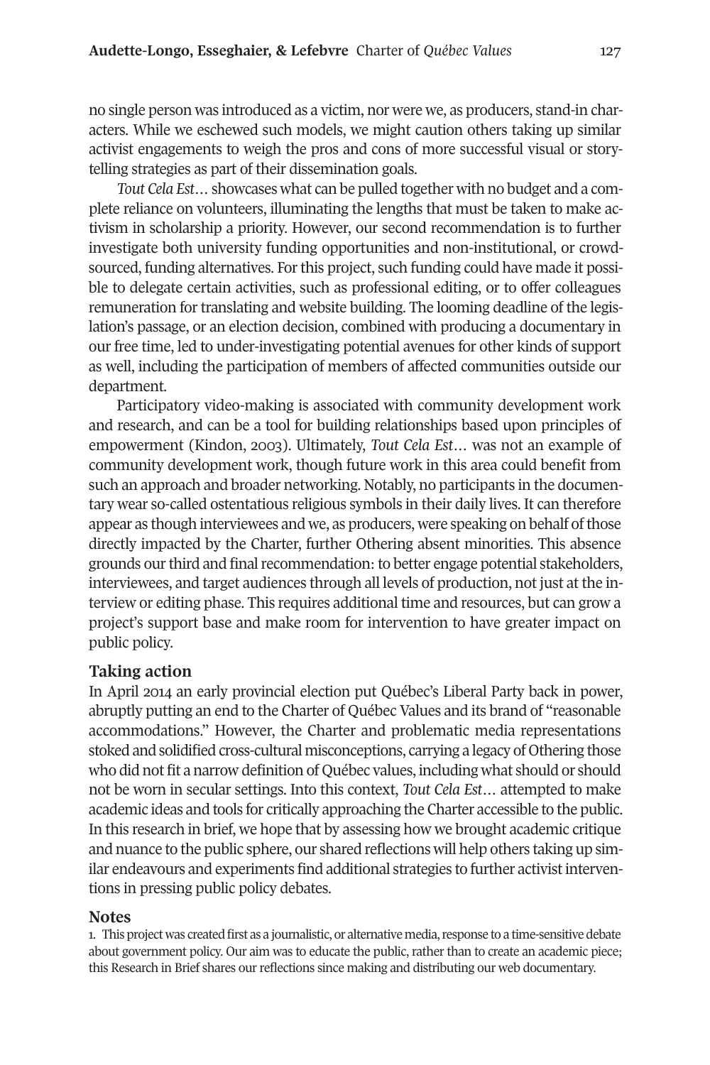no single person was introduced as a victim, nor were we, as producers, stand-in characters. While we eschewed such models, we might caution others taking up similar activist engagements to weigh the pros and cons of more successful visual or storytelling strategies as part of their dissemination goals.

*Tout Cela Est…* showcases what can be pulled together with no budget and a complete reliance on volunteers, illuminating the lengths that must be taken to make activism in scholarship a priority. However, our second recommendation is to further investigate both university funding opportunities and non-institutional, or crowd-sourced, funding alternatives. For this project, such funding could have made it possible to delegate certain activities, such as professional editing, or to offer colleagues remuneration for translating and website building. The looming deadline of the legislation's passage, or an election decision, combined with producing a documentary in our free time, led to under-investigating potential avenues for other kinds of support as well, including the participation of members of affected communities outside our department.

Participatory video-making is associated with community development work and research, and can be a tool for building relationships based upon principles of empowerment (Kindon, 2003). Ultimately, *Tout Cela Est…* was not an example of community development work, though future work in this area could benefit from such an approach and broader networking. Notably, no participants in the documentary wear so-called ostentatious religious symbols in their daily lives. It can therefore appear as though interviewees and we, as producers, were speaking on behalf of those directly impacted by the Charter, further Othering absent minorities. This absence grounds our third and final recommendation: to better engage potential stakeholders, interviewees, and target audiences through all levels of production, not just at the interview or editing phase. This requires additional time and resources, but can grow a project's support base and make room for intervention to have greater impact on public policy.

## Taking action

In April 2014 an early provincial election put Québec's Liberal Party back in power, abruptly putting an end to the Charter of Québec Values and its brand of "reasonable accommodations." However, the Charter and problematic media representations stoked and solidified cross-cultural misconceptions, carrying a legacy of Othering those who did not fit a narrow definition of Québec values, including what should or should not be worn in secular settings. Into this context, *Tout Cela Est…* attempted to make academic ideas and tools for critically approaching the Charter accessible to the public. In this research in brief, we hope that by assessing how we brought academic critique and nuance to the public sphere, our shared reflections will help others taking up similar endeavours and experiments find additional strategies to further activist interventions in pressing public policy debates.

## Notes

1. This project was created first as a journalistic, or alternative media, response to a time-sensitive debate about government policy. Our aim was to educate the public, rather than to create an academic piece; this Research in Brief shares our reflections since making and distributing our web documentary.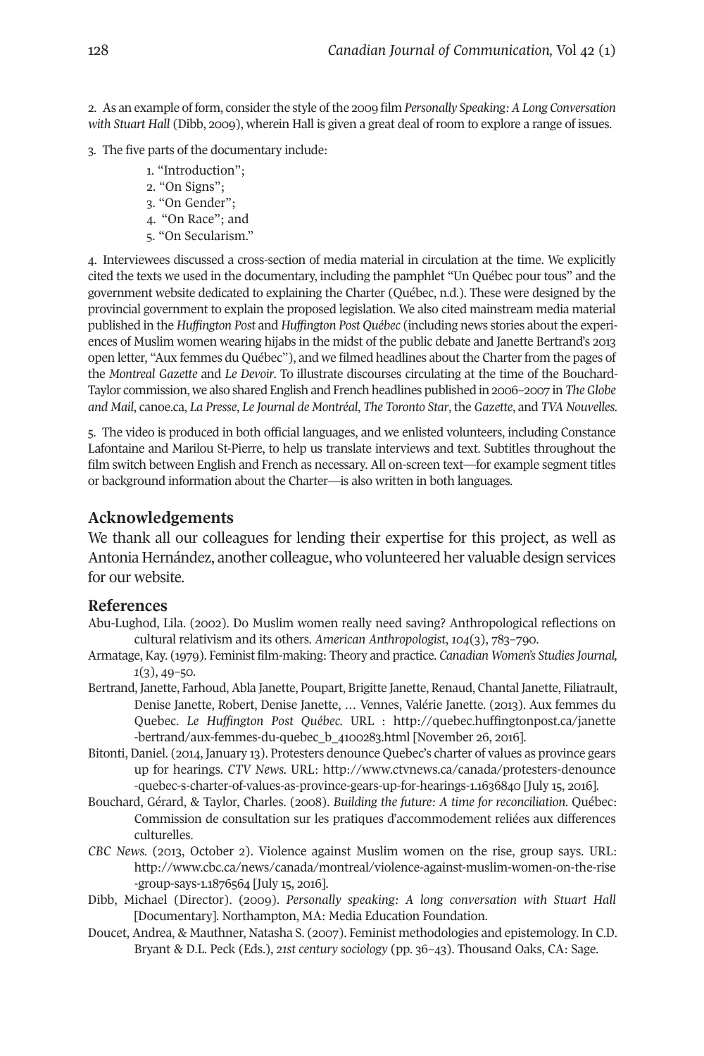2. As an example of form, consider the style of the 2009 film *Personally Speaking: A Long Conversation with Stuart Hall* (Dibb, 2009), wherein Hall is given a great deal of room to explore a range of issues.

3. The five parts of the documentary include:

   1. "Introduction";
   2. "On Signs";
   3. "On Gender";
   4. "On Race"; and
   5. "On Secularism."

4. Interviewees discussed a cross-section of media material in circulation at the time. We explicitly cited the texts we used in the documentary, including the pamphlet "Un Québec pour tous" and the government website dedicated to explaining the Charter (Québec, n.d.). These were designed by the provincial government to explain the proposed legislation. We also cited mainstream media material published in the *Huffington Post* and *Huffington Post Québec* (including news stories about the experiences of Muslim women wearing hijabs in the midst of the public debate and Janette Bertrand's 2013 open letter, "Aux femmes du Québec"), and we filmed headlines about the Charter from the pages of the *Montreal Gazette* and *Le Devoir*. To illustrate discourses circulating at the time of the Bouchard-Taylor commission, we also shared English and French headlines published in 2006–2007 in *The Globe and Mail*, canoe.ca, *La Presse*, *Le Journal de Montréal*, *The Toronto Star*, the *Gazette*, and *TVA Nouvelles*.

5. The video is produced in both official languages, and we enlisted volunteers, including Constance Lafontaine and Marilou St-Pierre, to help us translate interviews and text. Subtitles throughout the film switch between English and French as necessary. All on-screen text—for example segment titles or background information about the Charter—is also written in both languages.

## Acknowledgements

We thank all our colleagues for lending their expertise for this project, as well as Antonia Hernández, another colleague, who volunteered her valuable design services for our website.

## References

Abu-Lughod, Lila. (2002). Do Muslim women really need saving? Anthropological reflections on cultural relativism and its others. *American Anthropologist*, *104*(3), 783–790.

Armatage, Kay. (1979). Feminist film-making: Theory and practice. *Canadian Women's Studies Journal, 1*(3), 49–50.

Bertrand, Janette, Farhoud, Abla Janette, Poupart, Brigitte Janette, Renaud, Chantal Janette, Filiatrault, Denise Janette, Robert, Denise Janette, … Vennes, Valérie Janette. (2013). Aux femmes du Quebec. *Le Huffington Post Québec.* URL : http://quebec.huffingtonpost.ca/janette-bertrand/aux-femmes-du-quebec_b_4100283.html [November 26, 2016].

Bitonti, Daniel. (2014, January 13). Protesters denounce Quebec's charter of values as province gears up for hearings. *CTV News.* URL: http://www.ctvnews.ca/canada/protesters-denounce-quebec-s-charter-of-values-as-province-gears-up-for-hearings-1.1636840 [July 15, 2016].

Bouchard, Gérard, & Taylor, Charles. (2008). *Building the future: A time for reconciliation.* Québec: Commission de consultation sur les pratiques d'accommodement reliées aux differences culturelles.

*CBC News.* (2013, October 2). Violence against Muslim women on the rise, group says. URL: http://www.cbc.ca/news/canada/montreal/violence-against-muslim-women-on-the-rise-group-says-1.1876564 [July 15, 2016].

Dibb, Michael (Director). (2009). *Personally speaking: A long conversation with Stuart Hall* [Documentary]. Northampton, MA: Media Education Foundation.

Doucet, Andrea, & Mauthner, Natasha S. (2007). Feminist methodologies and epistemology. In C.D. Bryant & D.L. Peck (Eds.), *21st century sociology* (pp. 36–43). Thousand Oaks, CA: Sage.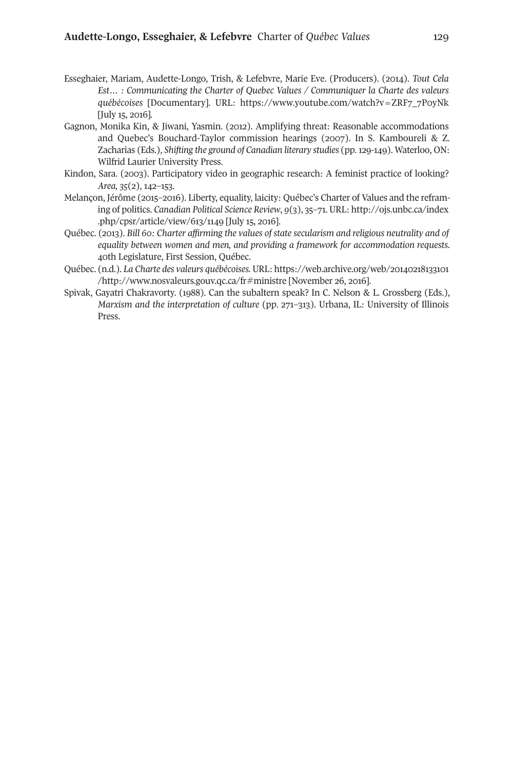Esseghaier, Mariam, Audette-Longo, Trish, & Lefebvre, Marie Eve. (Producers). (2014). *Tout Cela Est… : Communicating the Charter of Quebec Values / Communiquer la Charte des valeurs québécoises* [Documentary]. URL: https://www.youtube.com/watch?v=ZRF7_7PoyNk [July 15, 2016].

Gagnon, Monika Kin, & Jiwani, Yasmin. (2012). Amplifying threat: Reasonable accommodations and Quebec's Bouchard-Taylor commission hearings (2007). In S. Kamboureli & Z. Zacharias (Eds.), *Shifting the ground of Canadian literary studies* (pp. 129-149). Waterloo, ON: Wilfrid Laurier University Press.

Kindon, Sara. (2003). Participatory video in geographic research: A feminist practice of looking? *Area, 35*(2), 142–153.

Melançon, Jérôme (2015–2016). Liberty, equality, laicity: Québec's Charter of Values and the reframing of politics. *Canadian Political Science Review*, 9(3), 35–71. URL: http://ojs.unbc.ca/index.php/cpsr/article/view/613/1149 [July 15, 2016].

Québec. (2013). *Bill 60: Charter affirming the values of state secularism and religious neutrality and of equality between women and men, and providing a framework for accommodation requests.* 40th Legislature, First Session, Québec.

Québec. (n.d.). *La Charte des valeurs québécoises.* URL: https://web.archive.org/web/20140218133101/http://www.nosvaleurs.gouv.qc.ca/fr#ministre [November 26, 2016].

Spivak, Gayatri Chakravorty. (1988). Can the subaltern speak? In C. Nelson & L. Grossberg (Eds.), *Marxism and the interpretation of culture* (pp. 271–313). Urbana, IL: University of Illinois Press.